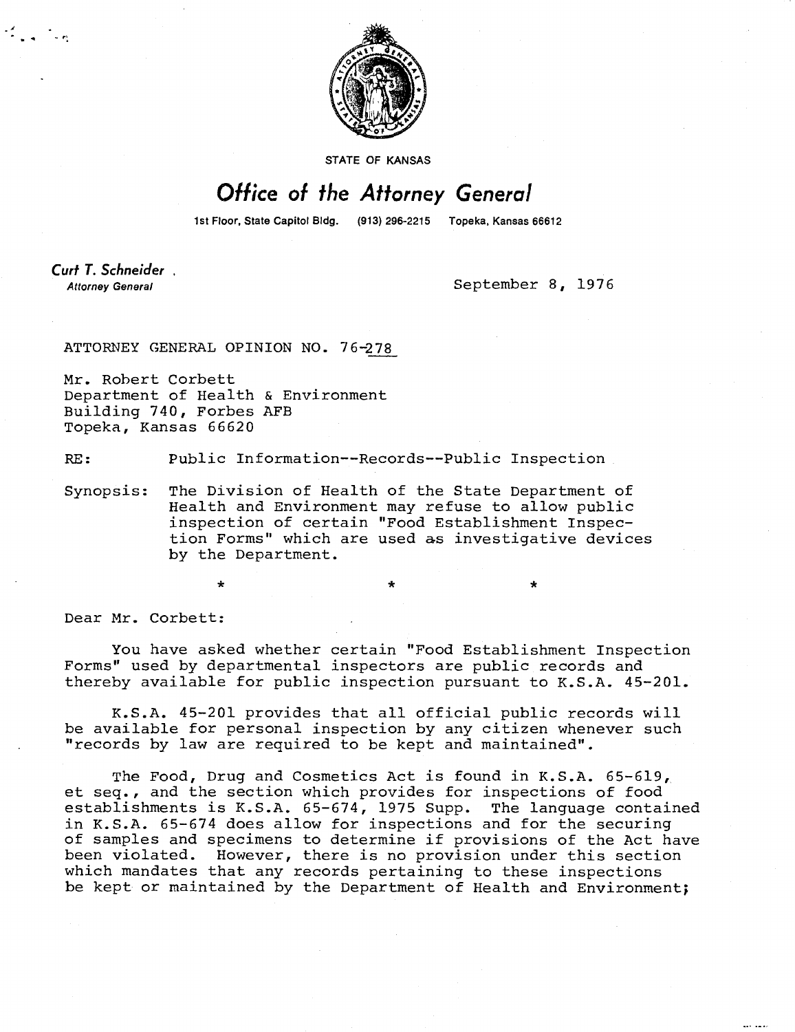STATE OF KANSAS

# Office of the Attorney General

1st Floor, State Capitol Bldg. (913) 296-2215 Topeka, Kansas 66612

**Curt T. Schneider**
*Attorney General*

September 8, 1976

ATTORNEY GENERAL OPINION NO. 76-278

Mr. Robert Corbett
Department of Health & Environment
Building 740, Forbes AFB
Topeka, Kansas 66620

RE: Public Information--Records--Public Inspection

Synopsis: The Division of Health of the State Department of Health and Environment may refuse to allow public inspection of certain "Food Establishment Inspection Forms" which are used as investigative devices by the Department.

\* \* \*

Dear Mr. Corbett:

You have asked whether certain "Food Establishment Inspection Forms" used by departmental inspectors are public records and thereby available for public inspection pursuant to K.S.A. 45-201.

K.S.A. 45-201 provides that all official public records will be available for personal inspection by any citizen whenever such "records by law are required to be kept and maintained".

The Food, Drug and Cosmetics Act is found in K.S.A. 65-619, et seq., and the section which provides for inspections of food establishments is K.S.A. 65-674, 1975 Supp. The language contained in K.S.A. 65-674 does allow for inspections and for the securing of samples and specimens to determine if provisions of the Act have been violated. However, there is no provision under this section which mandates that any records pertaining to these inspections be kept or maintained by the Department of Health and Environment;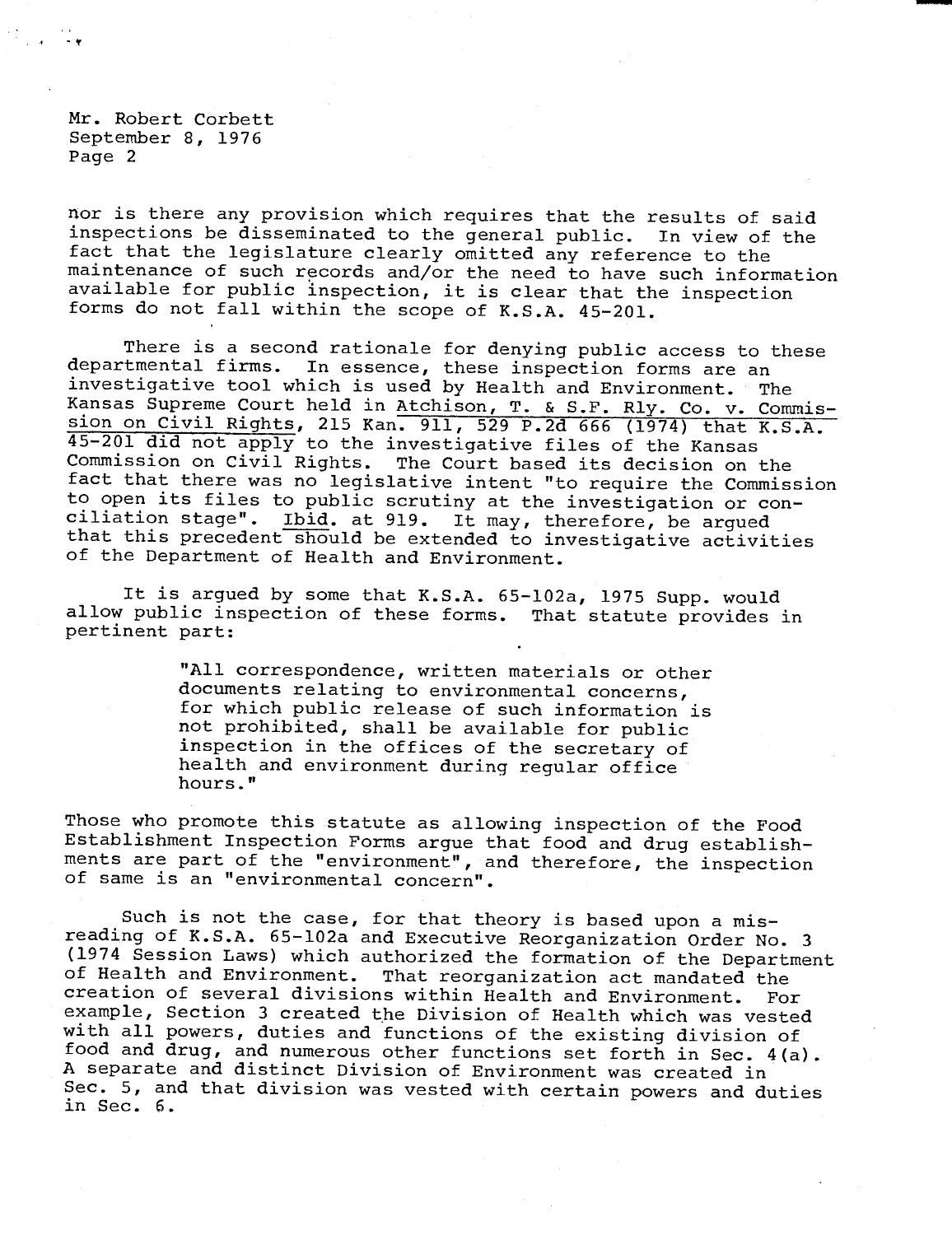Mr. Robert Corbett
September 8, 1976
Page 2

nor is there any provision which requires that the results of said inspections be disseminated to the general public. In view of the fact that the legislature clearly omitted any reference to the maintenance of such records and/or the need to have such information available for public inspection, it is clear that the inspection forms do not fall within the scope of K.S.A. 45-201.

There is a second rationale for denying public access to these departmental firms. In essence, these inspection forms are an investigative tool which is used by Health and Environment. The Kansas Supreme Court held in Atchison, T. & S.F. Rly. Co. v. Commission on Civil Rights, 215 Kan. 911, 529 P.2d 666 (1974) that K.S.A. 45-201 did not apply to the investigative files of the Kansas Commission on Civil Rights. The Court based its decision on the fact that there was no legislative intent "to require the Commission to open its files to public scrutiny at the investigation or conciliation stage". Ibid. at 919. It may, therefore, be argued that this precedent should be extended to investigative activities of the Department of Health and Environment.

It is argued by some that K.S.A. 65-102a, 1975 Supp. would allow public inspection of these forms. That statute provides in pertinent part:

> "All correspondence, written materials or other documents relating to environmental concerns, for which public release of such information is not prohibited, shall be available for public inspection in the offices of the secretary of health and environment during regular office hours."

Those who promote this statute as allowing inspection of the Food Establishment Inspection Forms argue that food and drug establishments are part of the "environment", and therefore, the inspection of same is an "environmental concern".

Such is not the case, for that theory is based upon a misreading of K.S.A. 65-102a and Executive Reorganization Order No. 3 (1974 Session Laws) which authorized the formation of the Department of Health and Environment. That reorganization act mandated the creation of several divisions within Health and Environment. For example, Section 3 created the Division of Health which was vested with all powers, duties and functions of the existing division of food and drug, and numerous other functions set forth in Sec. 4(a). A separate and distinct Division of Environment was created in Sec. 5, and that division was vested with certain powers and duties in Sec. 6.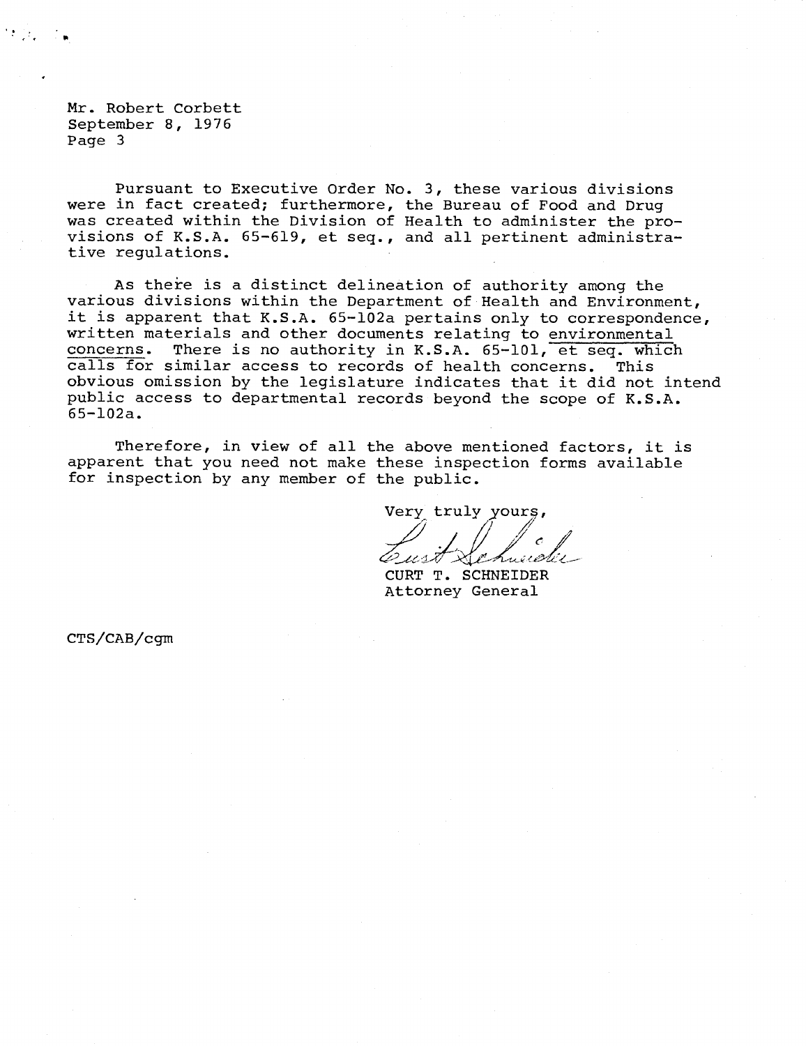Mr. Robert Corbett
September 8, 1976
Page 3

Pursuant to Executive Order No. 3, these various divisions were in fact created; furthermore, the Bureau of Food and Drug was created within the Division of Health to administer the provisions of K.S.A. 65-619, et seq., and all pertinent administrative regulations.

As there is a distinct delineation of authority among the various divisions within the Department of Health and Environment, it is apparent that K.S.A. 65-102a pertains only to correspondence, written materials and other documents relating to environmental concerns. There is no authority in K.S.A. 65-101, et seq. which calls for similar access to records of health concerns. This obvious omission by the legislature indicates that it did not intend public access to departmental records beyond the scope of K.S.A. 65-102a.

Therefore, in view of all the above mentioned factors, it is apparent that you need not make these inspection forms available for inspection by any member of the public.

Very truly yours,

Curt Schneider

CURT T. SCHNEIDER
Attorney General

CTS/CAB/cgm